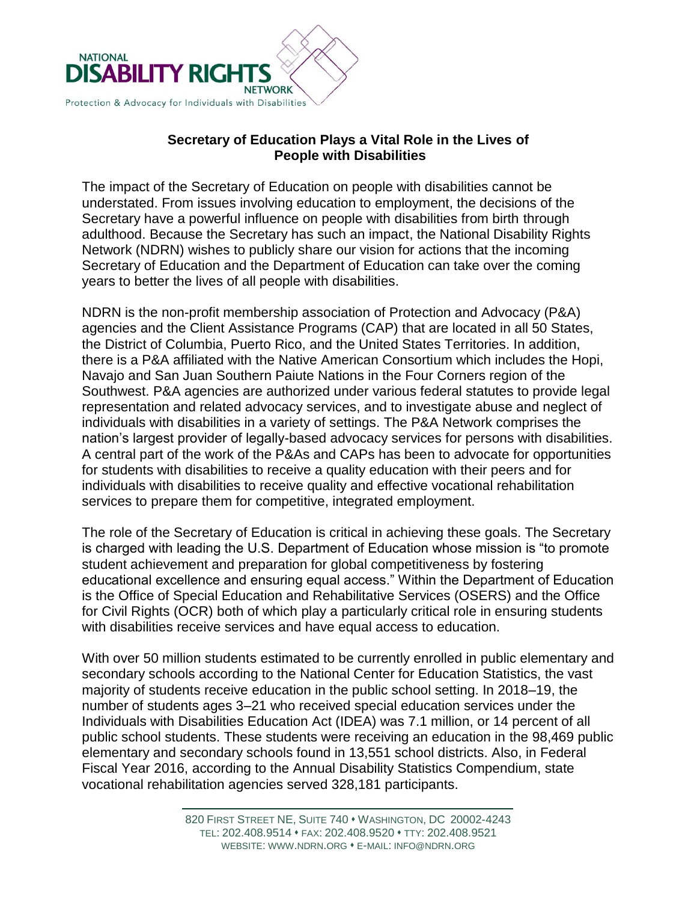NATIONAL
**DISABILITY RIGHTS**
NETWORK
Protection & Advocacy for Individuals with Disabilities

## Secretary of Education Plays a Vital Role in the Lives of People with Disabilities

The impact of the Secretary of Education on people with disabilities cannot be understated. From issues involving education to employment, the decisions of the Secretary have a powerful influence on people with disabilities from birth through adulthood. Because the Secretary has such an impact, the National Disability Rights Network (NDRN) wishes to publicly share our vision for actions that the incoming Secretary of Education and the Department of Education can take over the coming years to better the lives of all people with disabilities.

NDRN is the non-profit membership association of Protection and Advocacy (P&A) agencies and the Client Assistance Programs (CAP) that are located in all 50 States, the District of Columbia, Puerto Rico, and the United States Territories. In addition, there is a P&A affiliated with the Native American Consortium which includes the Hopi, Navajo and San Juan Southern Paiute Nations in the Four Corners region of the Southwest. P&A agencies are authorized under various federal statutes to provide legal representation and related advocacy services, and to investigate abuse and neglect of individuals with disabilities in a variety of settings. The P&A Network comprises the nation's largest provider of legally-based advocacy services for persons with disabilities. A central part of the work of the P&As and CAPs has been to advocate for opportunities for students with disabilities to receive a quality education with their peers and for individuals with disabilities to receive quality and effective vocational rehabilitation services to prepare them for competitive, integrated employment.

The role of the Secretary of Education is critical in achieving these goals. The Secretary is charged with leading the U.S. Department of Education whose mission is "to promote student achievement and preparation for global competitiveness by fostering educational excellence and ensuring equal access." Within the Department of Education is the Office of Special Education and Rehabilitative Services (OSERS) and the Office for Civil Rights (OCR) both of which play a particularly critical role in ensuring students with disabilities receive services and have equal access to education.

With over 50 million students estimated to be currently enrolled in public elementary and secondary schools according to the National Center for Education Statistics, the vast majority of students receive education in the public school setting. In 2018–19, the number of students ages 3–21 who received special education services under the Individuals with Disabilities Education Act (IDEA) was 7.1 million, or 14 percent of all public school students. These students were receiving an education in the 98,469 public elementary and secondary schools found in 13,551 school districts. Also, in Federal Fiscal Year 2016, according to the Annual Disability Statistics Compendium, state vocational rehabilitation agencies served 328,181 participants.

820 First Street NE, Suite 740 • Washington, DC 20002-4243
Tel: 202.408.9514 • Fax: 202.408.9520 • TTY: 202.408.9521
Website: www.ndrn.org • E-mail: info@ndrn.org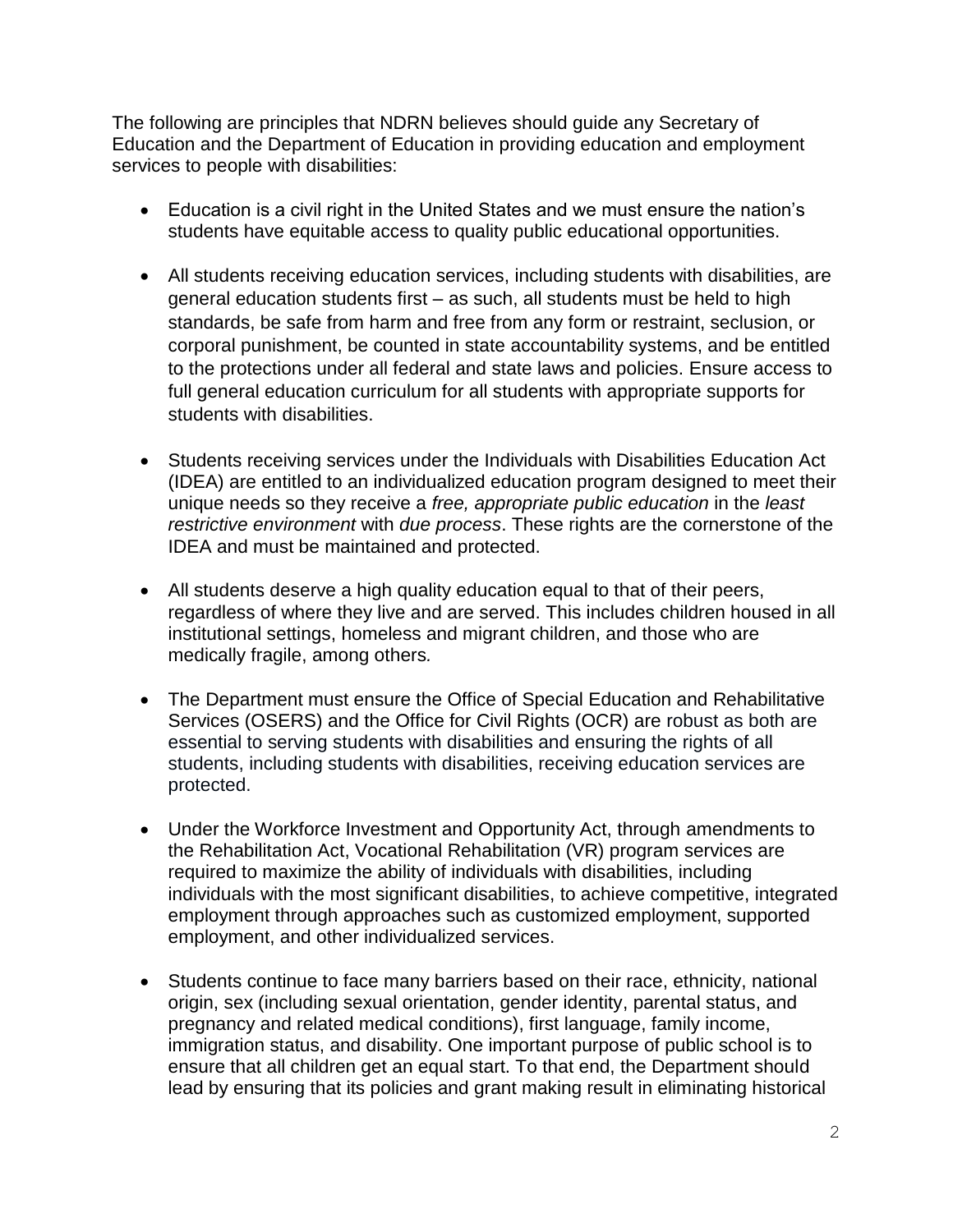The following are principles that NDRN believes should guide any Secretary of Education and the Department of Education in providing education and employment services to people with disabilities:

- Education is a civil right in the United States and we must ensure the nation's students have equitable access to quality public educational opportunities.

- All students receiving education services, including students with disabilities, are general education students first – as such, all students must be held to high standards, be safe from harm and free from any form or restraint, seclusion, or corporal punishment, be counted in state accountability systems, and be entitled to the protections under all federal and state laws and policies. Ensure access to full general education curriculum for all students with appropriate supports for students with disabilities.

- Students receiving services under the Individuals with Disabilities Education Act (IDEA) are entitled to an individualized education program designed to meet their unique needs so they receive a *free, appropriate public education* in the *least restrictive environment* with *due process*. These rights are the cornerstone of the IDEA and must be maintained and protected.

- All students deserve a high quality education equal to that of their peers, regardless of where they live and are served. This includes children housed in all institutional settings, homeless and migrant children, and those who are medically fragile, among others.

- The Department must ensure the Office of Special Education and Rehabilitative Services (OSERS) and the Office for Civil Rights (OCR) are robust as both are essential to serving students with disabilities and ensuring the rights of all students, including students with disabilities, receiving education services are protected.

- Under the Workforce Investment and Opportunity Act, through amendments to the Rehabilitation Act, Vocational Rehabilitation (VR) program services are required to maximize the ability of individuals with disabilities, including individuals with the most significant disabilities, to achieve competitive, integrated employment through approaches such as customized employment, supported employment, and other individualized services.

- Students continue to face many barriers based on their race, ethnicity, national origin, sex (including sexual orientation, gender identity, parental status, and pregnancy and related medical conditions), first language, family income, immigration status, and disability. One important purpose of public school is to ensure that all children get an equal start. To that end, the Department should lead by ensuring that its policies and grant making result in eliminating historical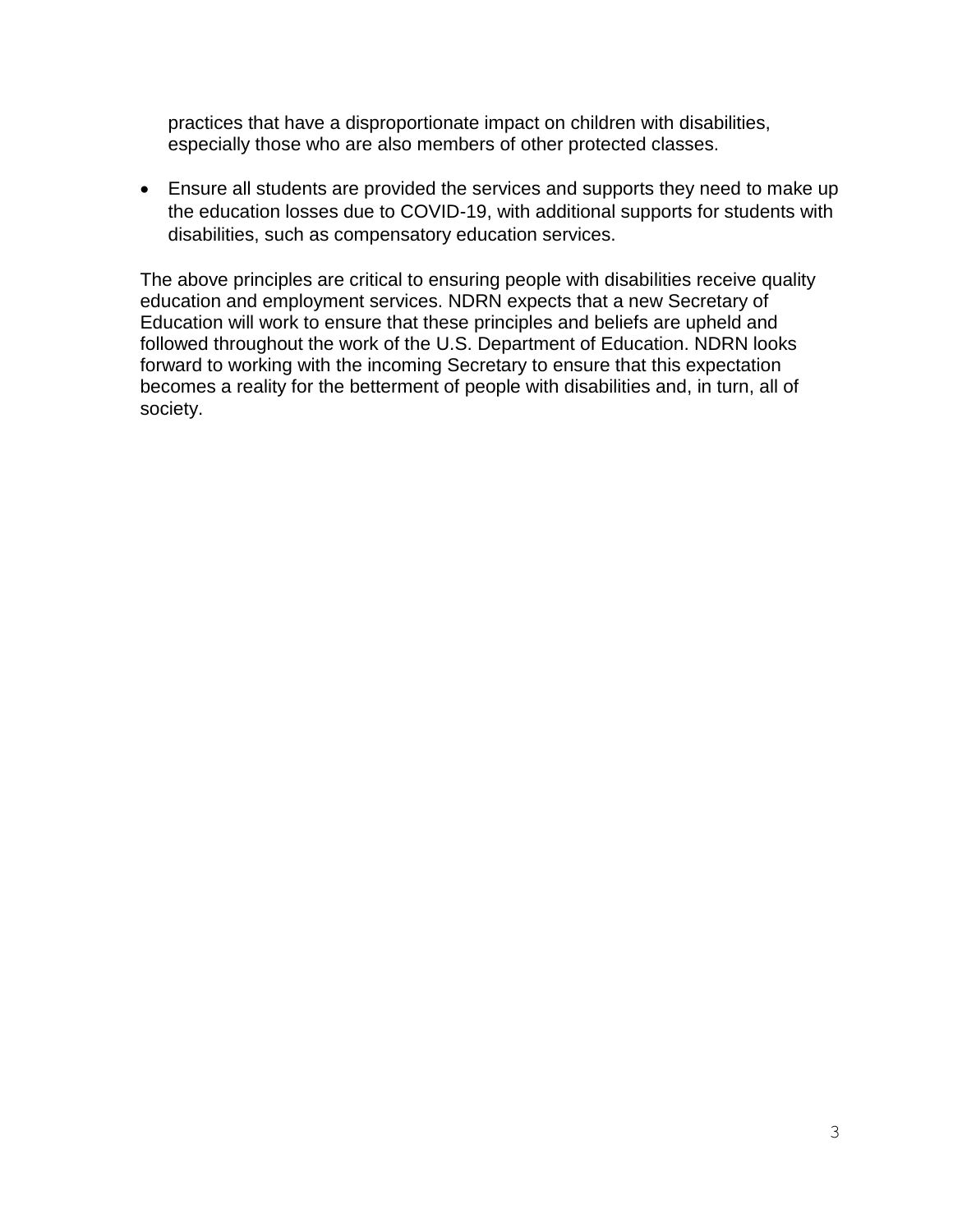practices that have a disproportionate impact on children with disabilities, especially those who are also members of other protected classes.

- Ensure all students are provided the services and supports they need to make up the education losses due to COVID-19, with additional supports for students with disabilities, such as compensatory education services.

The above principles are critical to ensuring people with disabilities receive quality education and employment services. NDRN expects that a new Secretary of Education will work to ensure that these principles and beliefs are upheld and followed throughout the work of the U.S. Department of Education. NDRN looks forward to working with the incoming Secretary to ensure that this expectation becomes a reality for the betterment of people with disabilities and, in turn, all of society.